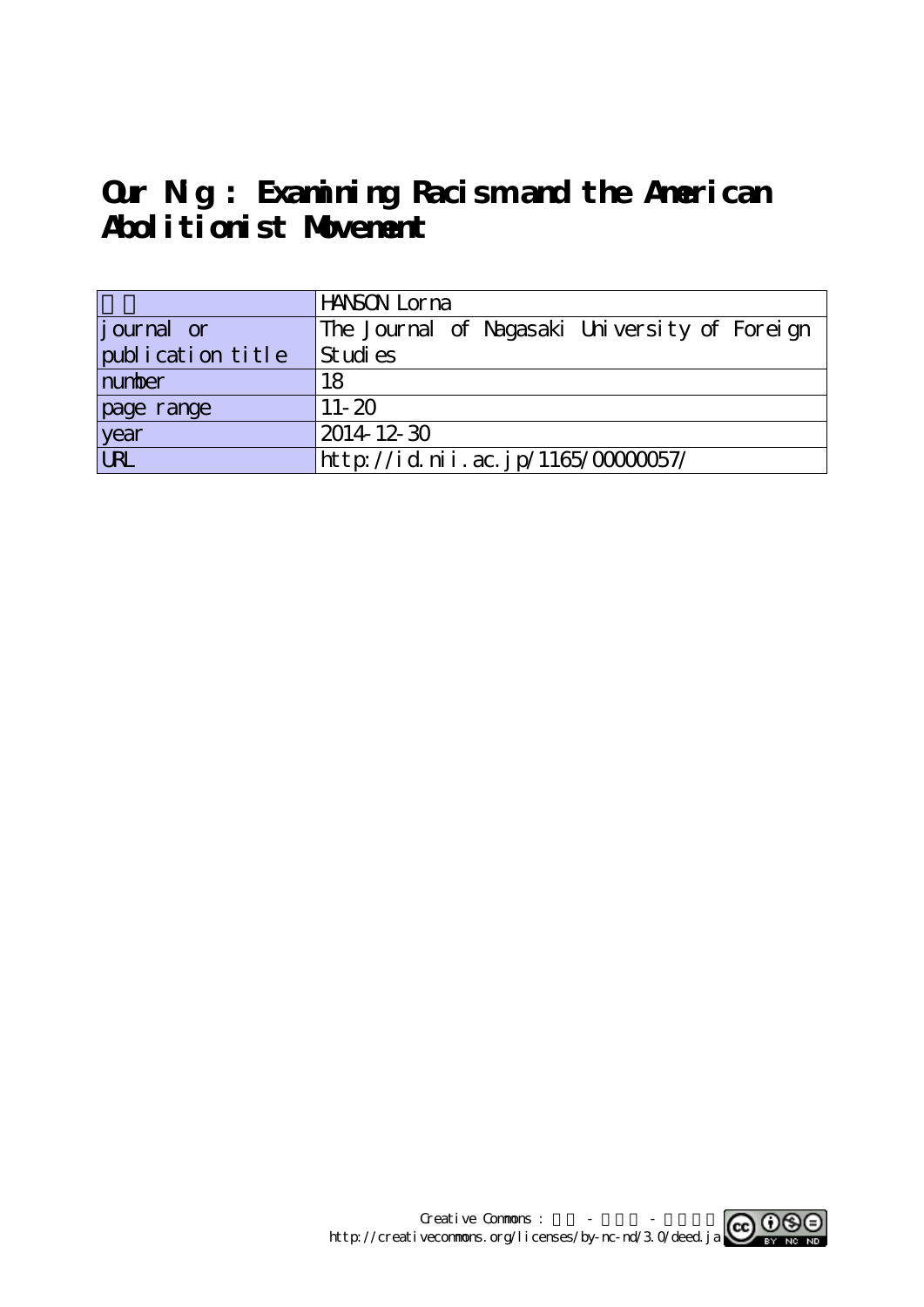# Our Nig : Examining Racism and the American Abolitionist Movement

| | |
|---|---|
| 著者 | HANSON Lorna |
| journal or publication title | The Journal of Nagasaki University of Foreign Studies |
| number | 18 |
| page range | 11-20 |
| year | 2014-12-30 |
| URL | http://id.nii.ac.jp/1165/00000057/ |

Creative Commons : 表示 - 非営利 - 改変禁止
http://creativecommons.org/licenses/by-nc-nd/3.0/deed.ja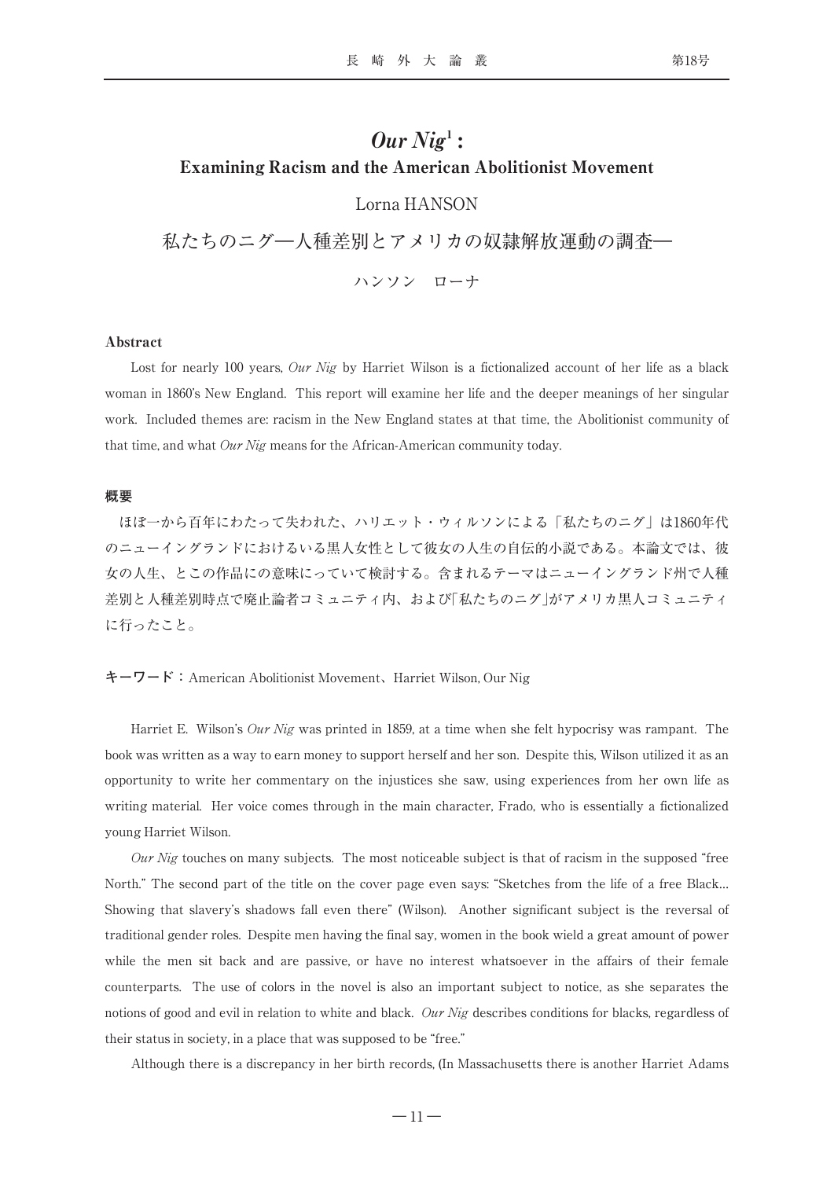# *Our Nig*[1]: Examining Racism and the American Abolitionist Movement

Lorna HANSON

# 私たちのニグ―人種差別とアメリカの奴隷解放運動の調査―

ハンソン　ローナ

**Abstract**

Lost for nearly 100 years, *Our Nig* by Harriet Wilson is a fictionalized account of her life as a black woman in 1860's New England. This report will examine her life and the deeper meanings of her singular work. Included themes are: racism in the New England states at that time, the Abolitionist community of that time, and what *Our Nig* means for the African-American community today.

**概要**

ほぼ一から百年にわたって失われた、ハリエット・ウィルソンによる「私たちのニグ」は1860年代のニューイングランドにおけるいる黒人女性として彼女の人生の自伝的小説である。本論文では、彼女の人生、とこの作品にの意味にっていて検討する。含まれるテーマはニューイングランド州で人種差別と人種差別時点で廃止論者コミュニティ内、および「私たちのニグ」がアメリカ黒人コミュニティに行ったこと。

**キーワード**：American Abolitionist Movement、Harriet Wilson, Our Nig

Harriet E. Wilson's *Our Nig* was printed in 1859, at a time when she felt hypocrisy was rampant. The book was written as a way to earn money to support herself and her son. Despite this, Wilson utilized it as an opportunity to write her commentary on the injustices she saw, using experiences from her own life as writing material. Her voice comes through in the main character, Frado, who is essentially a fictionalized young Harriet Wilson.

*Our Nig* touches on many subjects. The most noticeable subject is that of racism in the supposed "free North." The second part of the title on the cover page even says: "Sketches from the life of a free Black… Showing that slavery's shadows fall even there" (Wilson). Another significant subject is the reversal of traditional gender roles. Despite men having the final say, women in the book wield a great amount of power while the men sit back and are passive, or have no interest whatsoever in the affairs of their female counterparts. The use of colors in the novel is also an important subject to notice, as she separates the notions of good and evil in relation to white and black. *Our Nig* describes conditions for blacks, regardless of their status in society, in a place that was supposed to be "free."

Although there is a discrepancy in her birth records, (In Massachusetts there is another Harriet Adams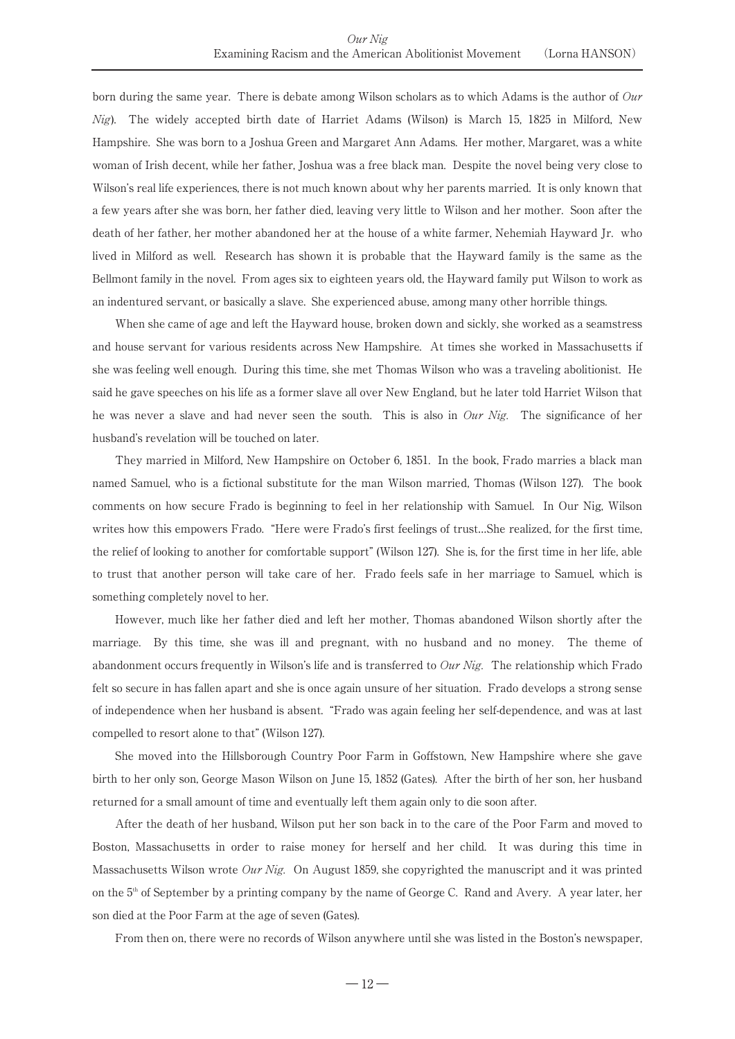born during the same year. There is debate among Wilson scholars as to which Adams is the author of *Our Nig*). The widely accepted birth date of Harriet Adams (Wilson) is March 15, 1825 in Milford, New Hampshire. She was born to a Joshua Green and Margaret Ann Adams. Her mother, Margaret, was a white woman of Irish decent, while her father, Joshua was a free black man. Despite the novel being very close to Wilson's real life experiences, there is not much known about why her parents married. It is only known that a few years after she was born, her father died, leaving very little to Wilson and her mother. Soon after the death of her father, her mother abandoned her at the house of a white farmer, Nehemiah Hayward Jr. who lived in Milford as well. Research has shown it is probable that the Hayward family is the same as the Bellmont family in the novel. From ages six to eighteen years old, the Hayward family put Wilson to work as an indentured servant, or basically a slave. She experienced abuse, among many other horrible things.

When she came of age and left the Hayward house, broken down and sickly, she worked as a seamstress and house servant for various residents across New Hampshire. At times she worked in Massachusetts if she was feeling well enough. During this time, she met Thomas Wilson who was a traveling abolitionist. He said he gave speeches on his life as a former slave all over New England, but he later told Harriet Wilson that he was never a slave and had never seen the south. This is also in *Our Nig*. The significance of her husband's revelation will be touched on later.

They married in Milford, New Hampshire on October 6, 1851. In the book, Frado marries a black man named Samuel, who is a fictional substitute for the man Wilson married, Thomas (Wilson 127). The book comments on how secure Frado is beginning to feel in her relationship with Samuel. In Our Nig, Wilson writes how this empowers Frado. "Here were Frado's first feelings of trust…She realized, for the first time, the relief of looking to another for comfortable support" (Wilson 127). She is, for the first time in her life, able to trust that another person will take care of her. Frado feels safe in her marriage to Samuel, which is something completely novel to her.

However, much like her father died and left her mother, Thomas abandoned Wilson shortly after the marriage. By this time, she was ill and pregnant, with no husband and no money. The theme of abandonment occurs frequently in Wilson's life and is transferred to *Our Nig*. The relationship which Frado felt so secure in has fallen apart and she is once again unsure of her situation. Frado develops a strong sense of independence when her husband is absent. "Frado was again feeling her self-dependence, and was at last compelled to resort alone to that" (Wilson 127).

She moved into the Hillsborough Country Poor Farm in Goffstown, New Hampshire where she gave birth to her only son, George Mason Wilson on June 15, 1852 (Gates). After the birth of her son, her husband returned for a small amount of time and eventually left them again only to die soon after.

After the death of her husband, Wilson put her son back in to the care of the Poor Farm and moved to Boston, Massachusetts in order to raise money for herself and her child. It was during this time in Massachusetts Wilson wrote *Our Nig*. On August 1859, she copyrighted the manuscript and it was printed on the 5th of September by a printing company by the name of George C. Rand and Avery. A year later, her son died at the Poor Farm at the age of seven (Gates).

From then on, there were no records of Wilson anywhere until she was listed in the Boston's newspaper,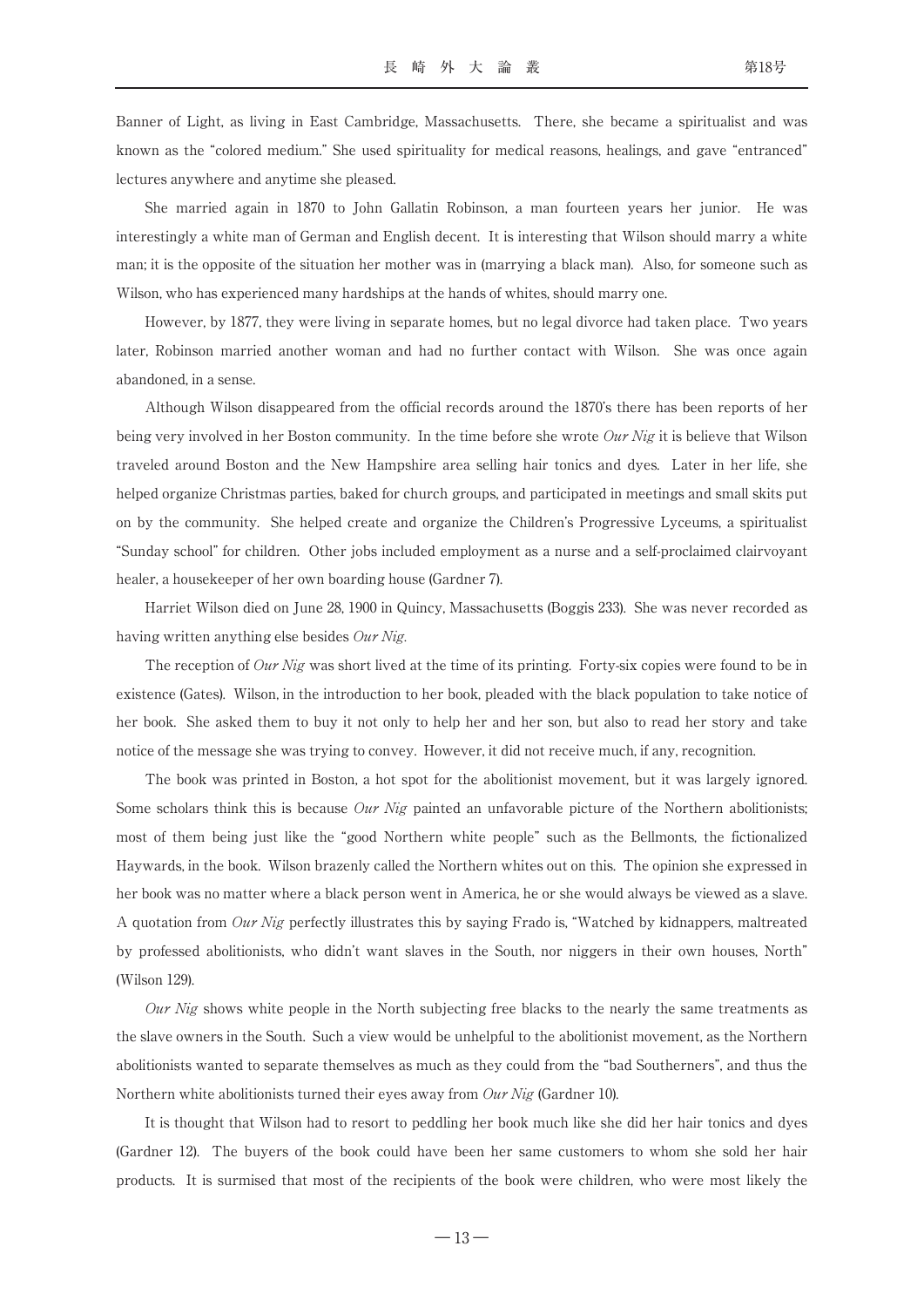Banner of Light, as living in East Cambridge, Massachusetts. There, she became a spiritualist and was known as the "colored medium." She used spirituality for medical reasons, healings, and gave "entranced" lectures anywhere and anytime she pleased.

She married again in 1870 to John Gallatin Robinson, a man fourteen years her junior. He was interestingly a white man of German and English decent. It is interesting that Wilson should marry a white man; it is the opposite of the situation her mother was in (marrying a black man). Also, for someone such as Wilson, who has experienced many hardships at the hands of whites, should marry one.

However, by 1877, they were living in separate homes, but no legal divorce had taken place. Two years later, Robinson married another woman and had no further contact with Wilson. She was once again abandoned, in a sense.

Although Wilson disappeared from the official records around the 1870's there has been reports of her being very involved in her Boston community. In the time before she wrote *Our Nig* it is believe that Wilson traveled around Boston and the New Hampshire area selling hair tonics and dyes. Later in her life, she helped organize Christmas parties, baked for church groups, and participated in meetings and small skits put on by the community. She helped create and organize the Children's Progressive Lyceums, a spiritualist "Sunday school" for children. Other jobs included employment as a nurse and a self-proclaimed clairvoyant healer, a housekeeper of her own boarding house (Gardner 7).

Harriet Wilson died on June 28, 1900 in Quincy, Massachusetts (Boggis 233). She was never recorded as having written anything else besides *Our Nig*.

The reception of *Our Nig* was short lived at the time of its printing. Forty-six copies were found to be in existence (Gates). Wilson, in the introduction to her book, pleaded with the black population to take notice of her book. She asked them to buy it not only to help her and her son, but also to read her story and take notice of the message she was trying to convey. However, it did not receive much, if any, recognition.

The book was printed in Boston, a hot spot for the abolitionist movement, but it was largely ignored. Some scholars think this is because *Our Nig* painted an unfavorable picture of the Northern abolitionists; most of them being just like the "good Northern white people" such as the Bellmonts, the fictionalized Haywards, in the book. Wilson brazenly called the Northern whites out on this. The opinion she expressed in her book was no matter where a black person went in America, he or she would always be viewed as a slave. A quotation from *Our Nig* perfectly illustrates this by saying Frado is, "Watched by kidnappers, maltreated by professed abolitionists, who didn't want slaves in the South, nor niggers in their own houses, North" (Wilson 129).

*Our Nig* shows white people in the North subjecting free blacks to the nearly the same treatments as the slave owners in the South. Such a view would be unhelpful to the abolitionist movement, as the Northern abolitionists wanted to separate themselves as much as they could from the "bad Southerners", and thus the Northern white abolitionists turned their eyes away from *Our Nig* (Gardner 10).

It is thought that Wilson had to resort to peddling her book much like she did her hair tonics and dyes (Gardner 12). The buyers of the book could have been her same customers to whom she sold her hair products. It is surmised that most of the recipients of the book were children, who were most likely the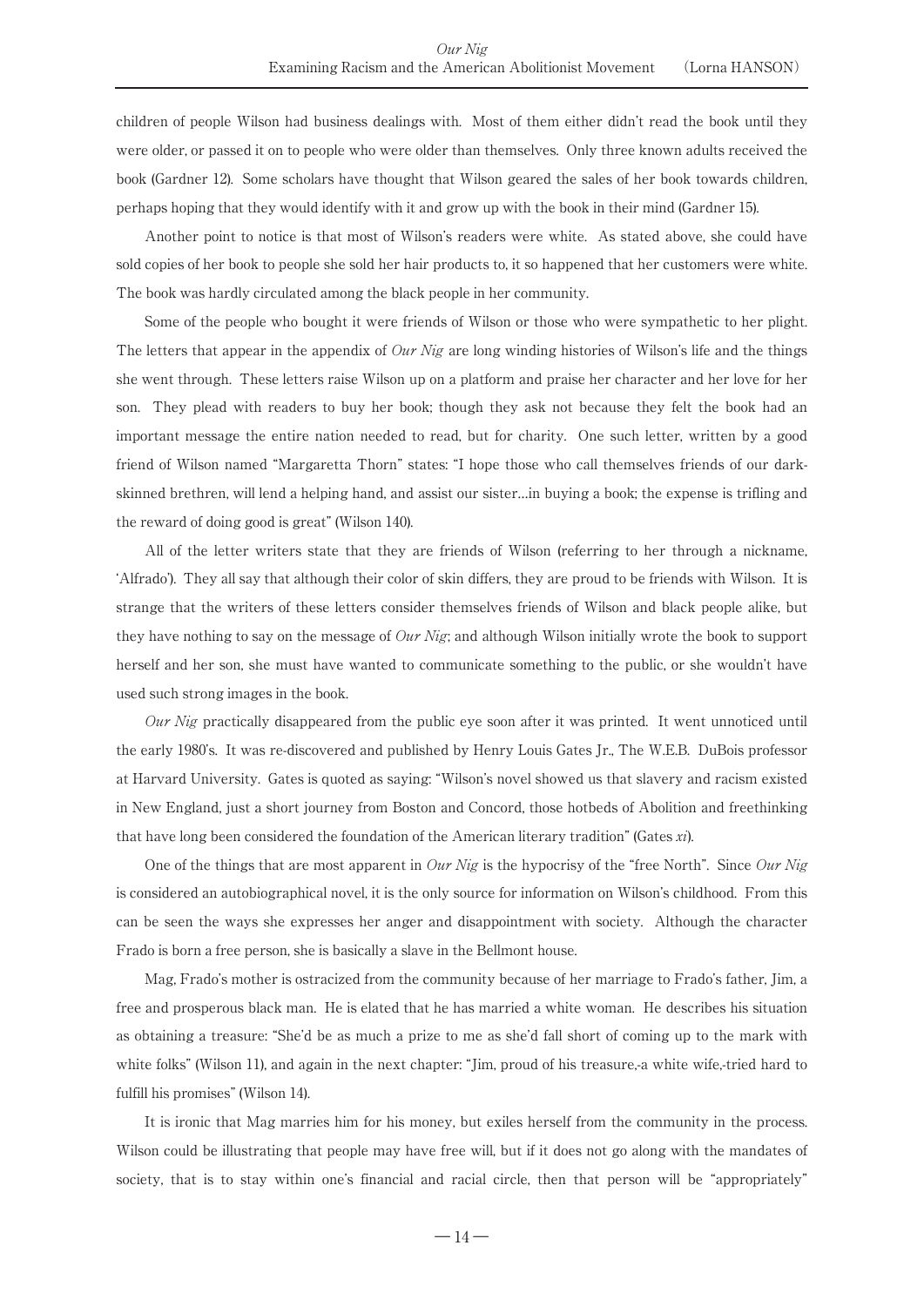children of people Wilson had business dealings with. Most of them either didn't read the book until they were older, or passed it on to people who were older than themselves. Only three known adults received the book (Gardner 12). Some scholars have thought that Wilson geared the sales of her book towards children, perhaps hoping that they would identify with it and grow up with the book in their mind (Gardner 15).

Another point to notice is that most of Wilson's readers were white. As stated above, she could have sold copies of her book to people she sold her hair products to, it so happened that her customers were white. The book was hardly circulated among the black people in her community.

Some of the people who bought it were friends of Wilson or those who were sympathetic to her plight. The letters that appear in the appendix of *Our Nig* are long winding histories of Wilson's life and the things she went through. These letters raise Wilson up on a platform and praise her character and her love for her son. They plead with readers to buy her book; though they ask not because they felt the book had an important message the entire nation needed to read, but for charity. One such letter, written by a good friend of Wilson named "Margaretta Thorn" states: "I hope those who call themselves friends of our dark-skinned brethren, will lend a helping hand, and assist our sister…in buying a book; the expense is trifling and the reward of doing good is great" (Wilson 140).

All of the letter writers state that they are friends of Wilson (referring to her through a nickname, 'Alfrado'). They all say that although their color of skin differs, they are proud to be friends with Wilson. It is strange that the writers of these letters consider themselves friends of Wilson and black people alike, but they have nothing to say on the message of *Our Nig*; and although Wilson initially wrote the book to support herself and her son, she must have wanted to communicate something to the public, or she wouldn't have used such strong images in the book.

*Our Nig* practically disappeared from the public eye soon after it was printed. It went unnoticed until the early 1980's. It was re-discovered and published by Henry Louis Gates Jr., The W.E.B. DuBois professor at Harvard University. Gates is quoted as saying: "Wilson's novel showed us that slavery and racism existed in New England, just a short journey from Boston and Concord, those hotbeds of Abolition and freethinking that have long been considered the foundation of the American literary tradition" (Gates *xi*).

One of the things that are most apparent in *Our Nig* is the hypocrisy of the "free North". Since *Our Nig* is considered an autobiographical novel, it is the only source for information on Wilson's childhood. From this can be seen the ways she expresses her anger and disappointment with society. Although the character Frado is born a free person, she is basically a slave in the Bellmont house.

Mag, Frado's mother is ostracized from the community because of her marriage to Frado's father, Jim, a free and prosperous black man. He is elated that he has married a white woman. He describes his situation as obtaining a treasure: "She'd be as much a prize to me as she'd fall short of coming up to the mark with white folks" (Wilson 11), and again in the next chapter: "Jim, proud of his treasure,-a white wife,-tried hard to fulfill his promises" (Wilson 14).

It is ironic that Mag marries him for his money, but exiles herself from the community in the process. Wilson could be illustrating that people may have free will, but if it does not go along with the mandates of society, that is to stay within one's financial and racial circle, then that person will be "appropriately"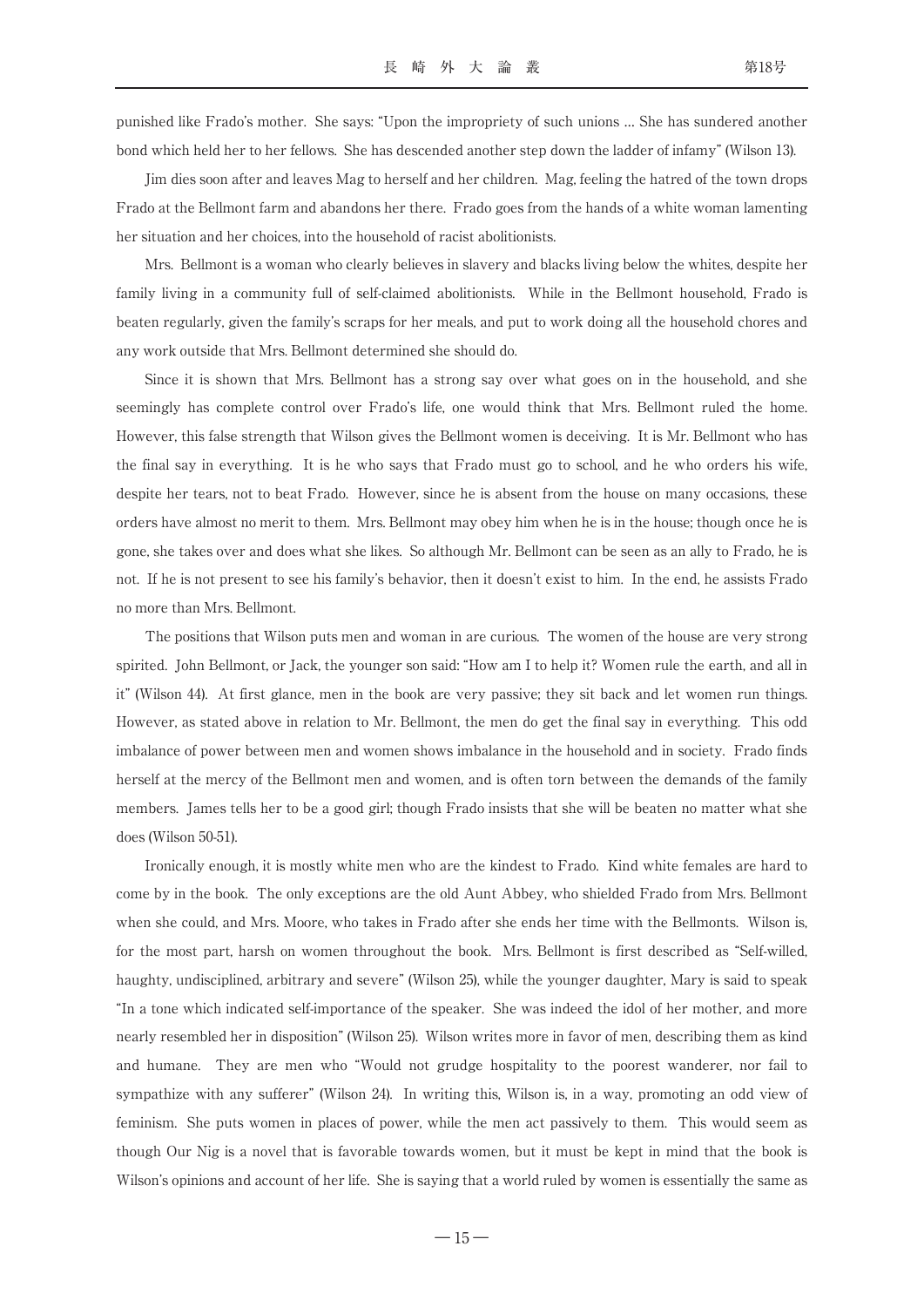punished like Frado's mother. She says: "Upon the impropriety of such unions … She has sundered another bond which held her to her fellows. She has descended another step down the ladder of infamy" (Wilson 13).

Jim dies soon after and leaves Mag to herself and her children. Mag, feeling the hatred of the town drops Frado at the Bellmont farm and abandons her there. Frado goes from the hands of a white woman lamenting her situation and her choices, into the household of racist abolitionists.

Mrs. Bellmont is a woman who clearly believes in slavery and blacks living below the whites, despite her family living in a community full of self-claimed abolitionists. While in the Bellmont household, Frado is beaten regularly, given the family's scraps for her meals, and put to work doing all the household chores and any work outside that Mrs. Bellmont determined she should do.

Since it is shown that Mrs. Bellmont has a strong say over what goes on in the household, and she seemingly has complete control over Frado's life, one would think that Mrs. Bellmont ruled the home. However, this false strength that Wilson gives the Bellmont women is deceiving. It is Mr. Bellmont who has the final say in everything. It is he who says that Frado must go to school, and he who orders his wife, despite her tears, not to beat Frado. However, since he is absent from the house on many occasions, these orders have almost no merit to them. Mrs. Bellmont may obey him when he is in the house; though once he is gone, she takes over and does what she likes. So although Mr. Bellmont can be seen as an ally to Frado, he is not. If he is not present to see his family's behavior, then it doesn't exist to him. In the end, he assists Frado no more than Mrs. Bellmont.

The positions that Wilson puts men and woman in are curious. The women of the house are very strong spirited. John Bellmont, or Jack, the younger son said: "How am I to help it? Women rule the earth, and all in it" (Wilson 44). At first glance, men in the book are very passive; they sit back and let women run things. However, as stated above in relation to Mr. Bellmont, the men do get the final say in everything. This odd imbalance of power between men and women shows imbalance in the household and in society. Frado finds herself at the mercy of the Bellmont men and women, and is often torn between the demands of the family members. James tells her to be a good girl; though Frado insists that she will be beaten no matter what she does (Wilson 50-51).

Ironically enough, it is mostly white men who are the kindest to Frado. Kind white females are hard to come by in the book. The only exceptions are the old Aunt Abbey, who shielded Frado from Mrs. Bellmont when she could, and Mrs. Moore, who takes in Frado after she ends her time with the Bellmonts. Wilson is, for the most part, harsh on women throughout the book. Mrs. Bellmont is first described as "Self-willed, haughty, undisciplined, arbitrary and severe" (Wilson 25), while the younger daughter, Mary is said to speak "In a tone which indicated self-importance of the speaker. She was indeed the idol of her mother, and more nearly resembled her in disposition" (Wilson 25). Wilson writes more in favor of men, describing them as kind and humane. They are men who "Would not grudge hospitality to the poorest wanderer, nor fail to sympathize with any sufferer" (Wilson 24). In writing this, Wilson is, in a way, promoting an odd view of feminism. She puts women in places of power, while the men act passively to them. This would seem as though Our Nig is a novel that is favorable towards women, but it must be kept in mind that the book is Wilson's opinions and account of her life. She is saying that a world ruled by women is essentially the same as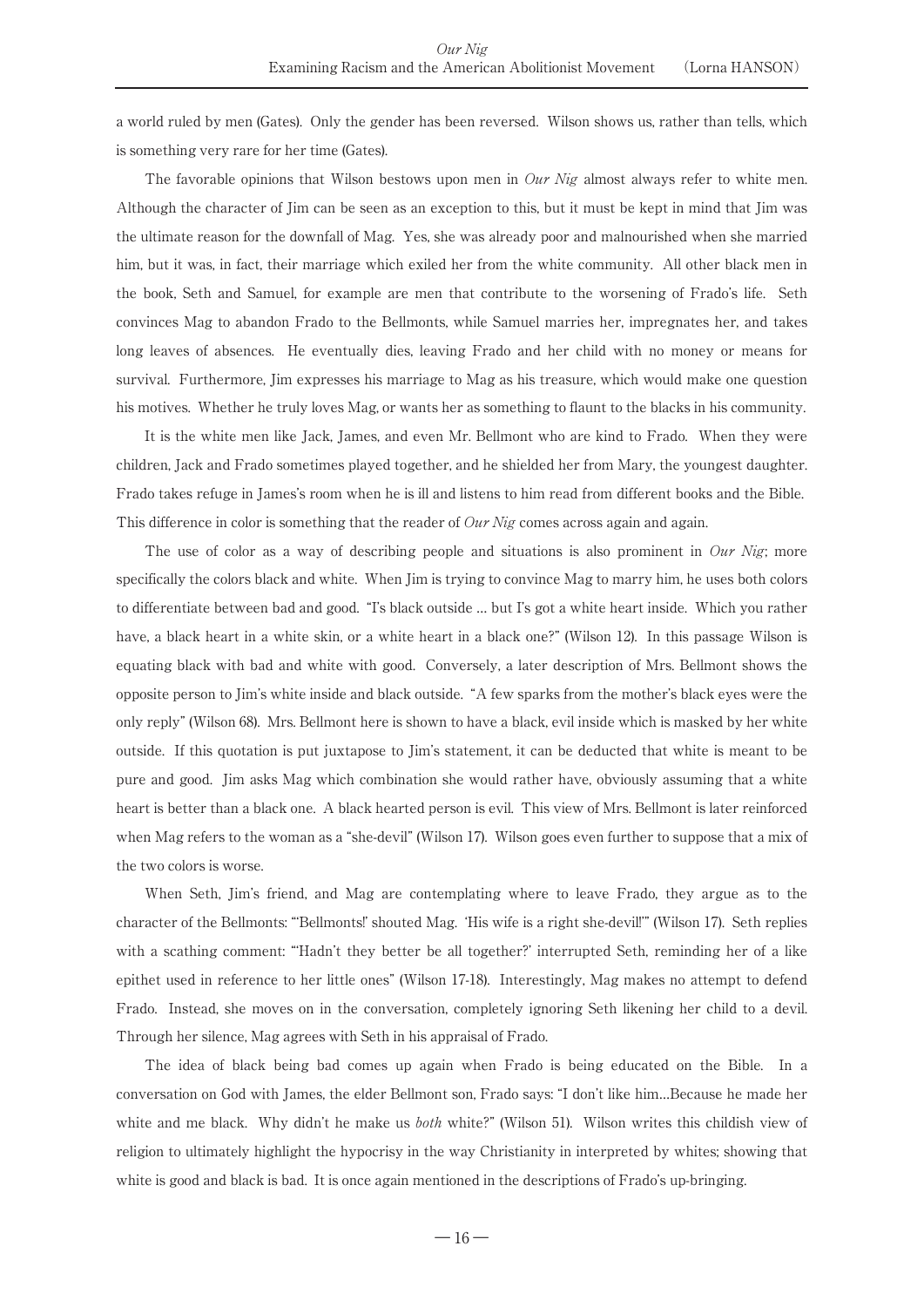a world ruled by men (Gates). Only the gender has been reversed. Wilson shows us, rather than tells, which is something very rare for her time (Gates).

The favorable opinions that Wilson bestows upon men in *Our Nig* almost always refer to white men. Although the character of Jim can be seen as an exception to this, but it must be kept in mind that Jim was the ultimate reason for the downfall of Mag. Yes, she was already poor and malnourished when she married him, but it was, in fact, their marriage which exiled her from the white community. All other black men in the book, Seth and Samuel, for example are men that contribute to the worsening of Frado's life. Seth convinces Mag to abandon Frado to the Bellmonts, while Samuel marries her, impregnates her, and takes long leaves of absences. He eventually dies, leaving Frado and her child with no money or means for survival. Furthermore, Jim expresses his marriage to Mag as his treasure, which would make one question his motives. Whether he truly loves Mag, or wants her as something to flaunt to the blacks in his community.

It is the white men like Jack, James, and even Mr. Bellmont who are kind to Frado. When they were children, Jack and Frado sometimes played together, and he shielded her from Mary, the youngest daughter. Frado takes refuge in James's room when he is ill and listens to him read from different books and the Bible. This difference in color is something that the reader of *Our Nig* comes across again and again.

The use of color as a way of describing people and situations is also prominent in *Our Nig*; more specifically the colors black and white. When Jim is trying to convince Mag to marry him, he uses both colors to differentiate between bad and good. "I's black outside … but I's got a white heart inside. Which you rather have, a black heart in a white skin, or a white heart in a black one?" (Wilson 12). In this passage Wilson is equating black with bad and white with good. Conversely, a later description of Mrs. Bellmont shows the opposite person to Jim's white inside and black outside. "A few sparks from the mother's black eyes were the only reply" (Wilson 68). Mrs. Bellmont here is shown to have a black, evil inside which is masked by her white outside. If this quotation is put juxtapose to Jim's statement, it can be deducted that white is meant to be pure and good. Jim asks Mag which combination she would rather have, obviously assuming that a white heart is better than a black one. A black hearted person is evil. This view of Mrs. Bellmont is later reinforced when Mag refers to the woman as a "she-devil" (Wilson 17). Wilson goes even further to suppose that a mix of the two colors is worse.

When Seth, Jim's friend, and Mag are contemplating where to leave Frado, they argue as to the character of the Bellmonts: "'Bellmonts!' shouted Mag. 'His wife is a right she-devil!'" (Wilson 17). Seth replies with a scathing comment: "'Hadn't they better be all together?' interrupted Seth, reminding her of a like epithet used in reference to her little ones" (Wilson 17-18). Interestingly, Mag makes no attempt to defend Frado. Instead, she moves on in the conversation, completely ignoring Seth likening her child to a devil. Through her silence, Mag agrees with Seth in his appraisal of Frado.

The idea of black being bad comes up again when Frado is being educated on the Bible. In a conversation on God with James, the elder Bellmont son, Frado says: "I don't like him…Because he made her white and me black. Why didn't he make us *both* white?" (Wilson 51). Wilson writes this childish view of religion to ultimately highlight the hypocrisy in the way Christianity in interpreted by whites; showing that white is good and black is bad. It is once again mentioned in the descriptions of Frado's up-bringing.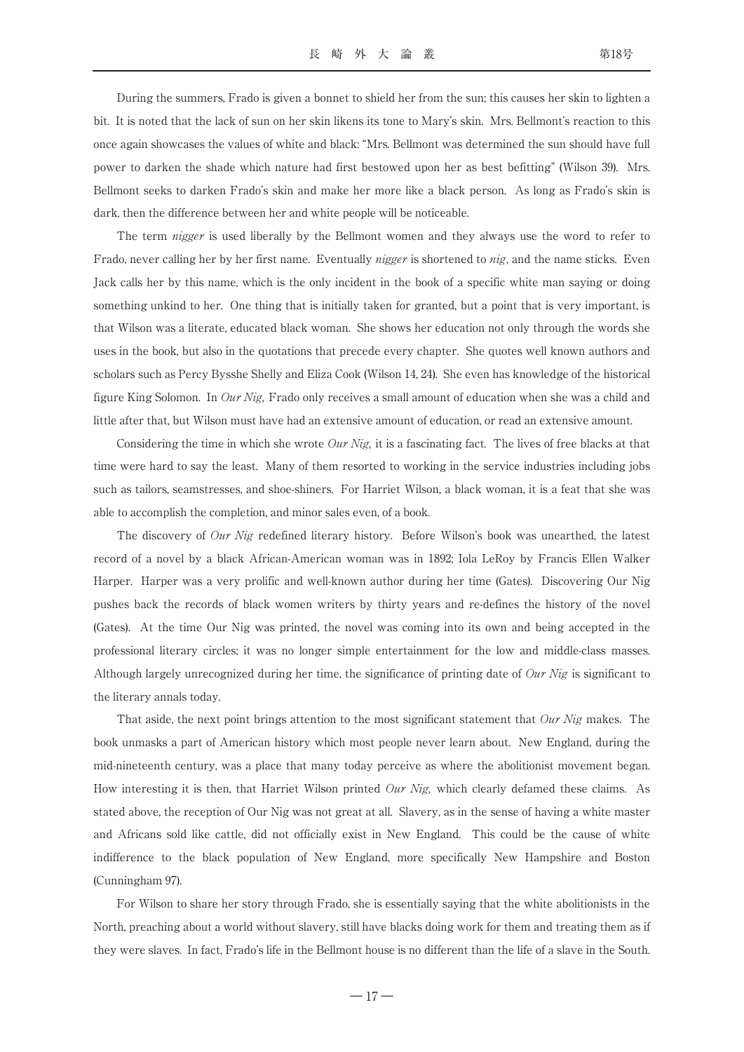During the summers, Frado is given a bonnet to shield her from the sun; this causes her skin to lighten a bit. It is noted that the lack of sun on her skin likens its tone to Mary's skin. Mrs. Bellmont's reaction to this once again showcases the values of white and black: "Mrs. Bellmont was determined the sun should have full power to darken the shade which nature had first bestowed upon her as best befitting" (Wilson 39). Mrs. Bellmont seeks to darken Frado's skin and make her more like a black person. As long as Frado's skin is dark, then the difference between her and white people will be noticeable.

The term *nigger* is used liberally by the Bellmont women and they always use the word to refer to Frado, never calling her by her first name. Eventually *nigger* is shortened to *nig*, and the name sticks. Even Jack calls her by this name, which is the only incident in the book of a specific white man saying or doing something unkind to her. One thing that is initially taken for granted, but a point that is very important, is that Wilson was a literate, educated black woman. She shows her education not only through the words she uses in the book, but also in the quotations that precede every chapter. She quotes well known authors and scholars such as Percy Bysshe Shelly and Eliza Cook (Wilson 14, 24). She even has knowledge of the historical figure King Solomon. In *Our Nig,* Frado only receives a small amount of education when she was a child and little after that, but Wilson must have had an extensive amount of education, or read an extensive amount.

Considering the time in which she wrote *Our Nig,* it is a fascinating fact. The lives of free blacks at that time were hard to say the least. Many of them resorted to working in the service industries including jobs such as tailors, seamstresses, and shoe-shiners. For Harriet Wilson, a black woman, it is a feat that she was able to accomplish the completion, and minor sales even, of a book.

The discovery of *Our Nig* redefined literary history. Before Wilson's book was unearthed, the latest record of a novel by a black African-American woman was in 1892; Iola LeRoy by Francis Ellen Walker Harper. Harper was a very prolific and well-known author during her time (Gates). Discovering Our Nig pushes back the records of black women writers by thirty years and re-defines the history of the novel (Gates). At the time Our Nig was printed, the novel was coming into its own and being accepted in the professional literary circles; it was no longer simple entertainment for the low and middle-class masses. Although largely unrecognized during her time, the significance of printing date of *Our Nig* is significant to the literary annals today.

That aside, the next point brings attention to the most significant statement that *Our Nig* makes. The book unmasks a part of American history which most people never learn about. New England, during the mid-nineteenth century, was a place that many today perceive as where the abolitionist movement began. How interesting it is then, that Harriet Wilson printed *Our Nig,* which clearly defamed these claims. As stated above, the reception of Our Nig was not great at all. Slavery, as in the sense of having a white master and Africans sold like cattle, did not officially exist in New England. This could be the cause of white indifference to the black population of New England, more specifically New Hampshire and Boston (Cunningham 97).

For Wilson to share her story through Frado, she is essentially saying that the white abolitionists in the North, preaching about a world without slavery, still have blacks doing work for them and treating them as if they were slaves. In fact, Frado's life in the Bellmont house is no different than the life of a slave in the South.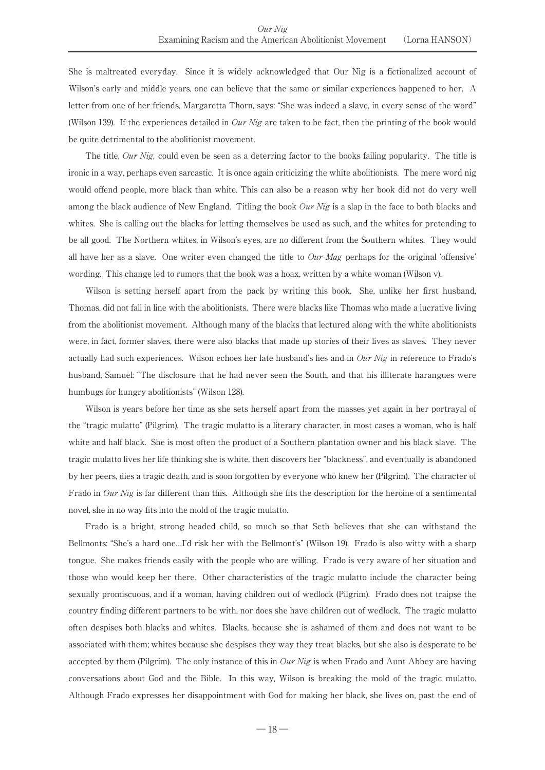She is maltreated everyday. Since it is widely acknowledged that Our Nig is a fictionalized account of Wilson's early and middle years, one can believe that the same or similar experiences happened to her. A letter from one of her friends, Margaretta Thorn, says: "She was indeed a slave, in every sense of the word" (Wilson 139). If the experiences detailed in *Our Nig* are taken to be fact, then the printing of the book would be quite detrimental to the abolitionist movement.

The title, *Our Nig,* could even be seen as a deterring factor to the books failing popularity. The title is ironic in a way, perhaps even sarcastic. It is once again criticizing the white abolitionists. The mere word nig would offend people, more black than white. This can also be a reason why her book did not do very well among the black audience of New England. Titling the book *Our Nig* is a slap in the face to both blacks and whites. She is calling out the blacks for letting themselves be used as such, and the whites for pretending to be all good. The Northern whites, in Wilson's eyes, are no different from the Southern whites. They would all have her as a slave. One writer even changed the title to *Our Mag* perhaps for the original 'offensive' wording. This change led to rumors that the book was a hoax, written by a white woman (Wilson v).

Wilson is setting herself apart from the pack by writing this book. She, unlike her first husband, Thomas, did not fall in line with the abolitionists. There were blacks like Thomas who made a lucrative living from the abolitionist movement. Although many of the blacks that lectured along with the white abolitionists were, in fact, former slaves, there were also blacks that made up stories of their lives as slaves. They never actually had such experiences. Wilson echoes her late husband's lies and in *Our Nig* in reference to Frado's husband, Samuel: "The disclosure that he had never seen the South, and that his illiterate harangues were humbugs for hungry abolitionists" (Wilson 128).

Wilson is years before her time as she sets herself apart from the masses yet again in her portrayal of the "tragic mulatto" (Pilgrim). The tragic mulatto is a literary character, in most cases a woman, who is half white and half black. She is most often the product of a Southern plantation owner and his black slave. The tragic mulatto lives her life thinking she is white, then discovers her "blackness", and eventually is abandoned by her peers, dies a tragic death, and is soon forgotten by everyone who knew her (Pilgrim). The character of Frado in *Our Nig* is far different than this. Although she fits the description for the heroine of a sentimental novel, she in no way fits into the mold of the tragic mulatto.

Frado is a bright, strong headed child, so much so that Seth believes that she can withstand the Bellmonts: "She's a hard one…I'd risk her with the Bellmont's" (Wilson 19). Frado is also witty with a sharp tongue. She makes friends easily with the people who are willing. Frado is very aware of her situation and those who would keep her there. Other characteristics of the tragic mulatto include the character being sexually promiscuous, and if a woman, having children out of wedlock (Pilgrim). Frado does not traipse the country finding different partners to be with, nor does she have children out of wedlock. The tragic mulatto often despises both blacks and whites. Blacks, because she is ashamed of them and does not want to be associated with them; whites because she despises they way they treat blacks, but she also is desperate to be accepted by them (Pilgrim). The only instance of this in *Our Nig* is when Frado and Aunt Abbey are having conversations about God and the Bible. In this way, Wilson is breaking the mold of the tragic mulatto. Although Frado expresses her disappointment with God for making her black, she lives on, past the end of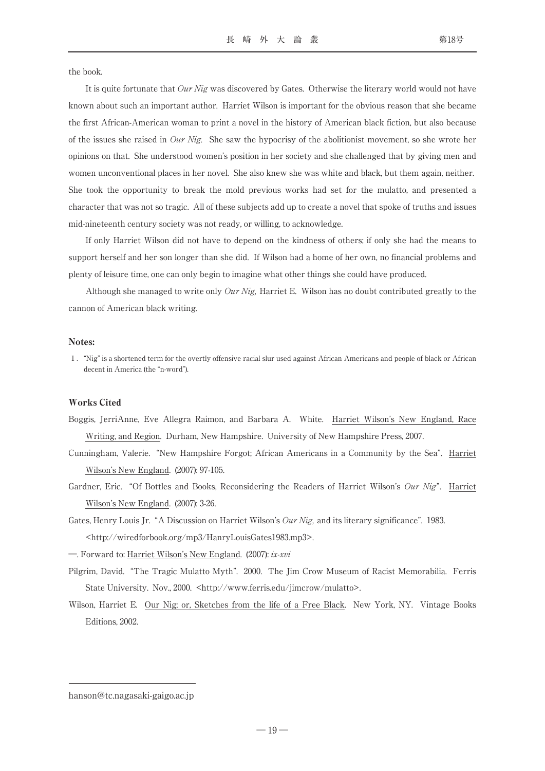the book.

It is quite fortunate that *Our Nig* was discovered by Gates. Otherwise the literary world would not have known about such an important author. Harriet Wilson is important for the obvious reason that she became the first African-American woman to print a novel in the history of American black fiction, but also because of the issues she raised in *Our Nig*. She saw the hypocrisy of the abolitionist movement, so she wrote her opinions on that. She understood women's position in her society and she challenged that by giving men and women unconventional places in her novel. She also knew she was white and black, but them again, neither. She took the opportunity to break the mold previous works had set for the mulatto, and presented a character that was not so tragic. All of these subjects add up to create a novel that spoke of truths and issues mid-nineteenth century society was not ready, or willing, to acknowledge.

If only Harriet Wilson did not have to depend on the kindness of others; if only she had the means to support herself and her son longer than she did. If Wilson had a home of her own, no financial problems and plenty of leisure time, one can only begin to imagine what other things she could have produced.

Although she managed to write only *Our Nig,* Harriet E. Wilson has no doubt contributed greatly to the cannon of American black writing.

## Notes:

1. "Nig" is a shortened term for the overtly offensive racial slur used against African Americans and people of black or African decent in America (the "n-word").

## Works Cited

Boggis, JerriAnne, Eve Allegra Raimon, and Barbara A. White. Harriet Wilson's New England, Race Writing, and Region. Durham, New Hampshire. University of New Hampshire Press, 2007.

Cunningham, Valerie. "New Hampshire Forgot; African Americans in a Community by the Sea". Harriet Wilson's New England. (2007): 97-105.

Gardner, Eric. "Of Bottles and Books, Reconsidering the Readers of Harriet Wilson's *Our Nig*". Harriet Wilson's New England. (2007): 3-26.

Gates, Henry Louis Jr. "A Discussion on Harriet Wilson's *Our Nig,* and its literary significance". 1983. <http://wiredforbook.org/mp3/HanryLouisGates1983.mp3>.

—. Forward to: Harriet Wilson's New England. (2007): *ix-xvi*

Pilgrim, David. "The Tragic Mulatto Myth". 2000. The Jim Crow Museum of Racist Memorabilia. Ferris State University. Nov., 2000. <http://www.ferris.edu/jimcrow/mulatto>.

Wilson, Harriet E. Our Nig; or, Sketches from the life of a Free Black. New York, NY. Vintage Books Editions, 2002.

hanson@tc.nagasaki-gaigo.ac.jp